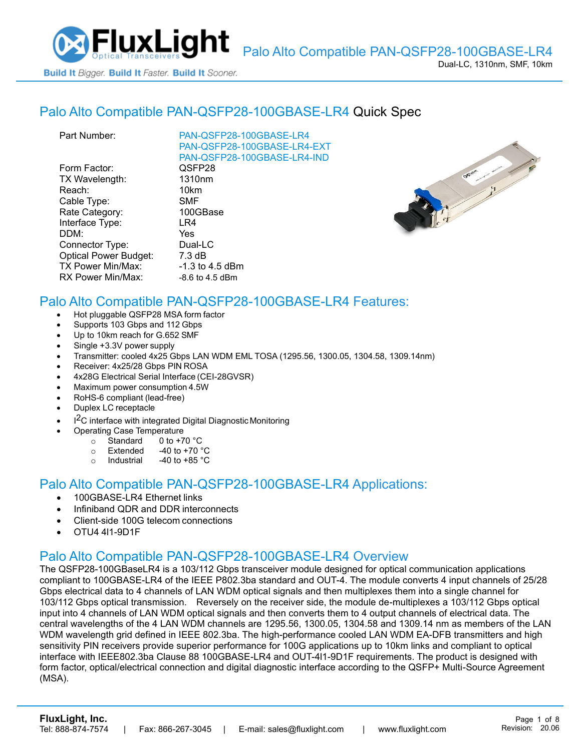# Palo Alto Compatible PAN-QSFP28-100GBASE-LR4

Dual-LC, 1310nm, SMF, 10km

## Palo Alto Compatible PAN-QSFP28-100GBASE-LR4 Quick Spec

| | |
|---|---|
| Part Number: | PAN-QSFP28-100GBASE-LR4<br>PAN-QSFP28-100GBASE-LR4-EXT<br>PAN-QSFP28-100GBASE-LR4-IND |
| Form Factor: | QSFP28 |
| TX Wavelength: | 1310nm |
| Reach: | 10km |
| Cable Type: | SMF |
| Rate Category: | 100GBase |
| Interface Type: | LR4 |
| DDM: | Yes |
| Connector Type: | Dual-LC |
| Optical Power Budget: | 7.3 dB |
| TX Power Min/Max: | -1.3 to 4.5 dBm |
| RX Power Min/Max: | -8.6 to 4.5 dBm |

## Palo Alto Compatible PAN-QSFP28-100GBASE-LR4 Features:

- Hot pluggable QSFP28 MSA form factor
- Supports 103 Gbps and 112 Gbps
- Up to 10km reach for G.652 SMF
- Single +3.3V power supply
- Transmitter: cooled 4x25 Gbps LAN WDM EML TOSA (1295.56, 1300.05, 1304.58, 1309.14nm)
- Receiver: 4x25/28 Gbps PIN ROSA
- 4x28G Electrical Serial Interface (CEI-28GVSR)
- Maximum power consumption 4.5W
- RoHS-6 compliant (lead-free)
- Duplex LC receptacle
- $I^2C$ interface with integrated Digital Diagnostic Monitoring
- Operating Case Temperature
  - Standard 0 to +70 °C
  - Extended -40 to +70 °C
  - Industrial -40 to +85 °C

## Palo Alto Compatible PAN-QSFP28-100GBASE-LR4 Applications:

- 100GBASE-LR4 Ethernet links
- Infiniband QDR and DDR interconnects
- Client-side 100G telecom connections
- OTU4 4I1-9D1F

## Palo Alto Compatible PAN-QSFP28-100GBASE-LR4 Overview

The QSFP28-100GBaseLR4 is a 103/112 Gbps transceiver module designed for optical communication applications compliant to 100GBASE-LR4 of the IEEE P802.3ba standard and OUT-4. The module converts 4 input channels of 25/28 Gbps electrical data to 4 channels of LAN WDM optical signals and then multiplexes them into a single channel for 103/112 Gbps optical transmission. Reversely on the receiver side, the module de-multiplexes a 103/112 Gbps optical input into 4 channels of LAN WDM optical signals and then converts them to 4 output channels of electrical data. The central wavelengths of the 4 LAN WDM channels are 1295.56, 1300.05, 1304.58 and 1309.14 nm as members of the LAN WDM wavelength grid defined in IEEE 802.3ba. The high-performance cooled LAN WDM EA-DFB transmitters and high sensitivity PIN receivers provide superior performance for 100G applications up to 10km links and compliant to optical interface with IEEE802.3ba Clause 88 100GBASE-LR4 and OUT-4I1-9D1F requirements. The product is designed with form factor, optical/electrical connection and digital diagnostic interface according to the QSFP+ Multi-Source Agreement (MSA).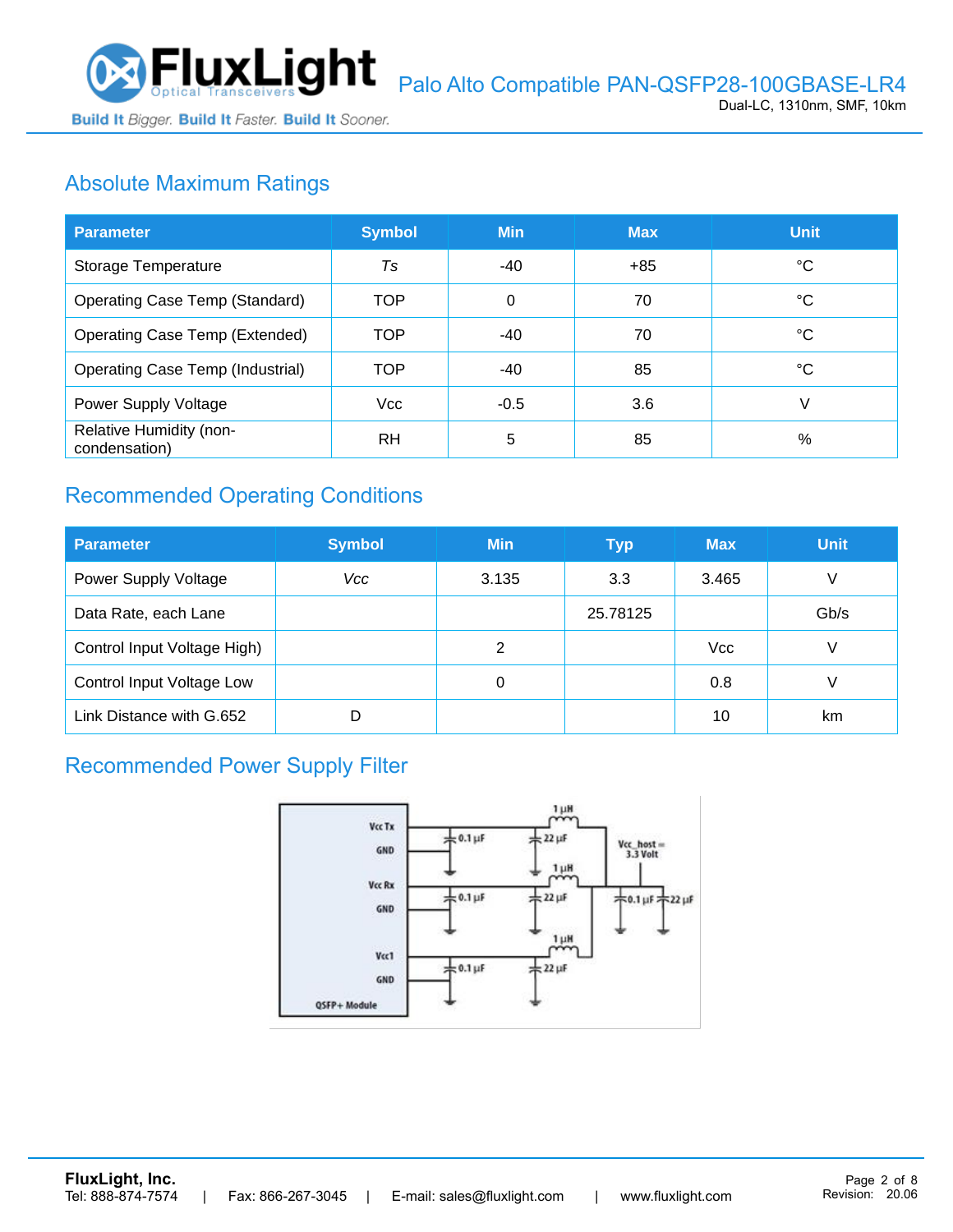## Absolute Maximum Ratings

| Parameter | Symbol | Min | Max | Unit |
|---|---|---|---|---|
| Storage Temperature | *Ts* | -40 | +85 | °C |
| Operating Case Temp (Standard) | TOP | 0 | 70 | °C |
| Operating Case Temp (Extended) | TOP | -40 | 70 | °C |
| Operating Case Temp (Industrial) | TOP | -40 | 85 | °C |
| Power Supply Voltage | Vcc | -0.5 | 3.6 | V |
| Relative Humidity (non-condensation) | RH | 5 | 85 | % |

## Recommended Operating Conditions

| Parameter | Symbol | Min | Typ | Max | Unit |
|---|---|---|---|---|---|
| Power Supply Voltage | *Vcc* | 3.135 | 3.3 | 3.465 | V |
| Data Rate, each Lane | | | 25.78125 | | Gb/s |
| Control Input Voltage High) | | 2 | | Vcc | V |
| Control Input Voltage Low | | 0 | | 0.8 | V |
| Link Distance with G.652 | D | | | 10 | km |

## Recommended Power Supply Filter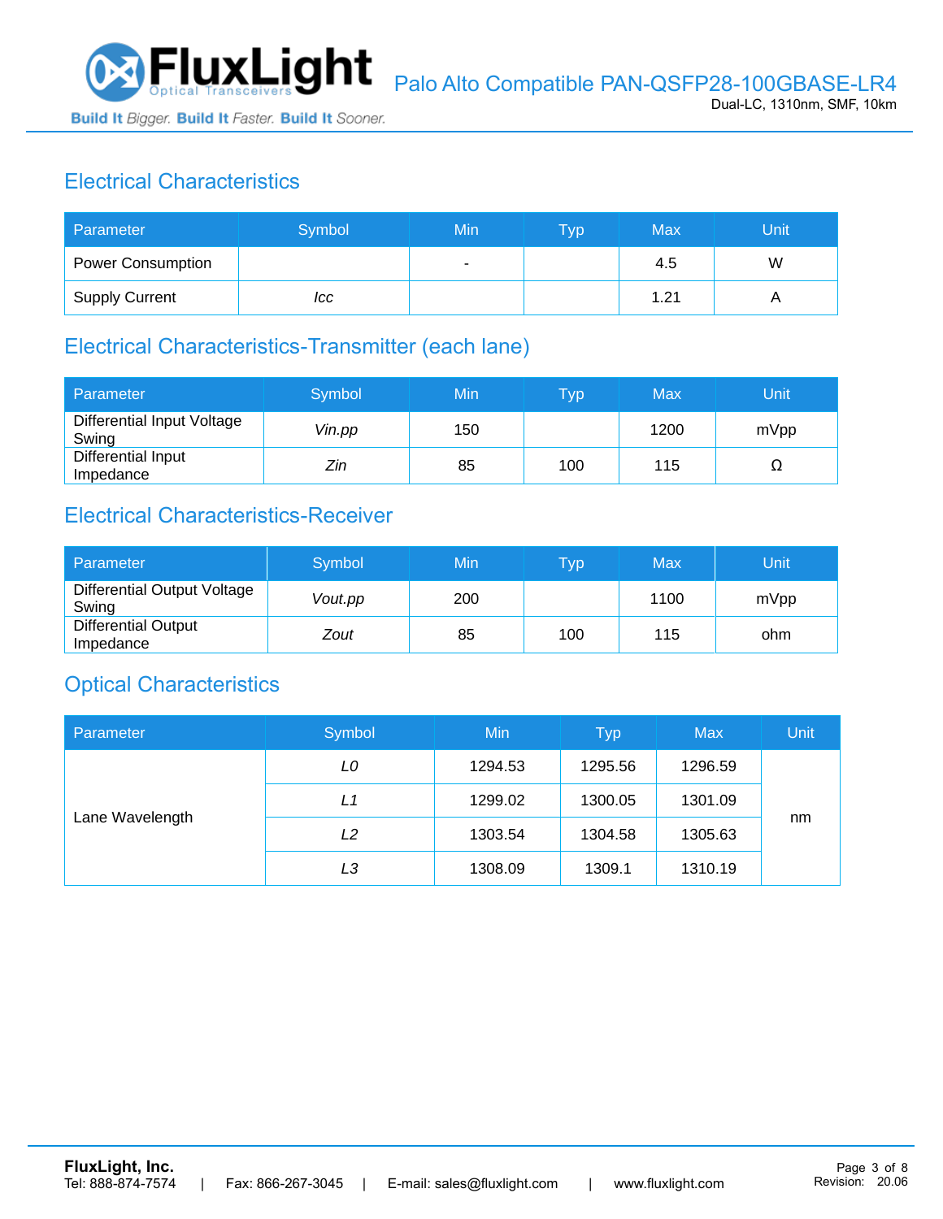## Electrical Characteristics

| Parameter | Symbol | Min | Typ | Max | Unit |
|---|---|---|---|---|---|
| Power Consumption | | - | | 4.5 | W |
| Supply Current | *Icc* | | | 1.21 | A |

## Electrical Characteristics-Transmitter (each lane)

| Parameter | Symbol | Min | Typ | Max | Unit |
|---|---|---|---|---|---|
| Differential Input Voltage Swing | *Vin.pp* | 150 | | 1200 | mVpp |
| Differential Input Impedance | *Zin* | 85 | 100 | 115 | Ω |

## Electrical Characteristics-Receiver

| Parameter | Symbol | Min | Typ | Max | Unit |
|---|---|---|---|---|---|
| Differential Output Voltage Swing | *Vout.pp* | 200 | | 1100 | mVpp |
| Differential Output Impedance | *Zout* | 85 | 100 | 115 | ohm |

## Optical Characteristics

| Parameter | Symbol | Min | Typ | Max | Unit |
|---|---|---|---|---|---|
| Lane Wavelength | *L0* | 1294.53 | 1295.56 | 1296.59 | nm |
| | *L1* | 1299.02 | 1300.05 | 1301.09 | |
| | *L2* | 1303.54 | 1304.58 | 1305.63 | |
| | *L3* | 1308.09 | 1309.1 | 1310.19 | |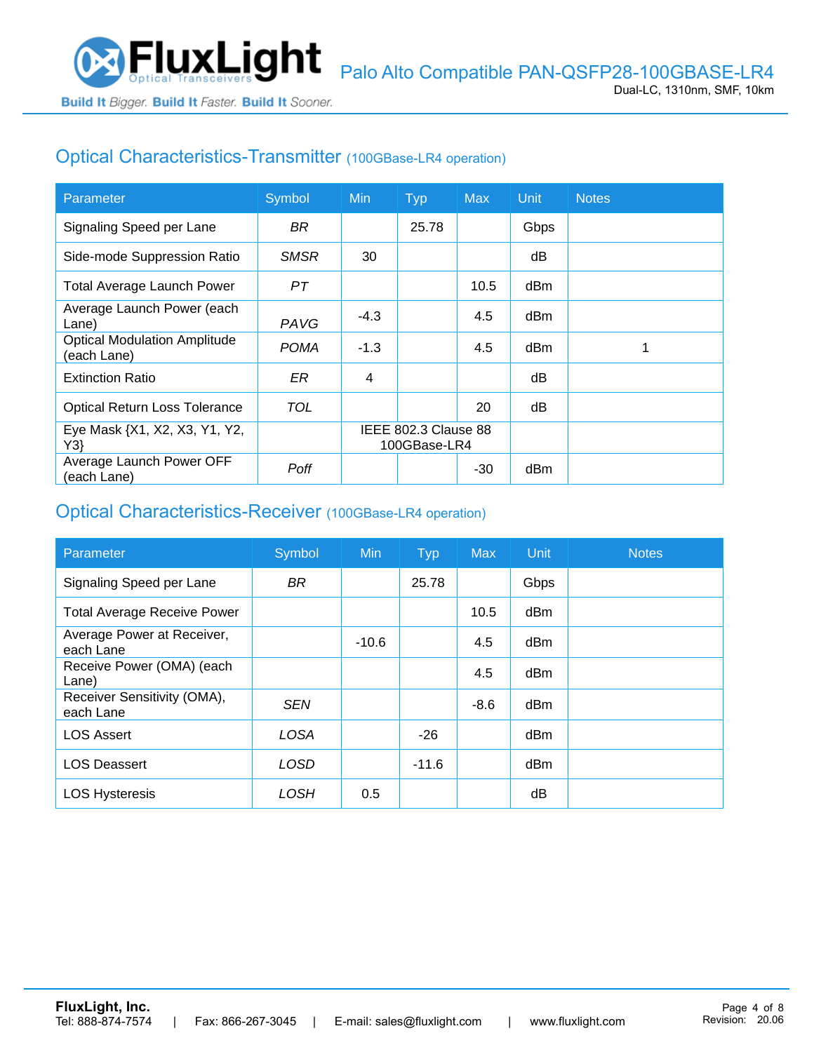## Optical Characteristics-Transmitter (100GBase-LR4 operation)

| Parameter | Symbol | Min | Typ | Max | Unit | Notes |
|---|---|---|---|---|---|---|
| Signaling Speed per Lane | *BR* | | 25.78 | | Gbps | |
| Side-mode Suppression Ratio | *SMSR* | 30 | | | dB | |
| Total Average Launch Power | *PT* | | | 10.5 | dBm | |
| Average Launch Power (each Lane) | *PAVG* | -4.3 | | 4.5 | dBm | |
| Optical Modulation Amplitude (each Lane) | *POMA* | -1.3 | | 4.5 | dBm | 1 |
| Extinction Ratio | *ER* | 4 | | | dB | |
| Optical Return Loss Tolerance | *TOL* | | | 20 | dB | |
| Eye Mask {X1, X2, X3, Y1, Y2, Y3} | | IEEE 802.3 Clause 88 100GBase-LR4 | | | | |
| Average Launch Power OFF (each Lane) | *Poff* | | | -30 | dBm | |

## Optical Characteristics-Receiver (100GBase-LR4 operation)

| Parameter | Symbol | Min | Typ | Max | Unit | Notes |
|---|---|---|---|---|---|---|
| Signaling Speed per Lane | *BR* | | 25.78 | | Gbps | |
| Total Average Receive Power | | | | 10.5 | dBm | |
| Average Power at Receiver, each Lane | | -10.6 | | 4.5 | dBm | |
| Receive Power (OMA) (each Lane) | | | | 4.5 | dBm | |
| Receiver Sensitivity (OMA), each Lane | *SEN* | | | -8.6 | dBm | |
| LOS Assert | *LOSA* | | -26 | | dBm | |
| LOS Deassert | *LOSD* | | -11.6 | | dBm | |
| LOS Hysteresis | *LOSH* | 0.5 | | | dB | |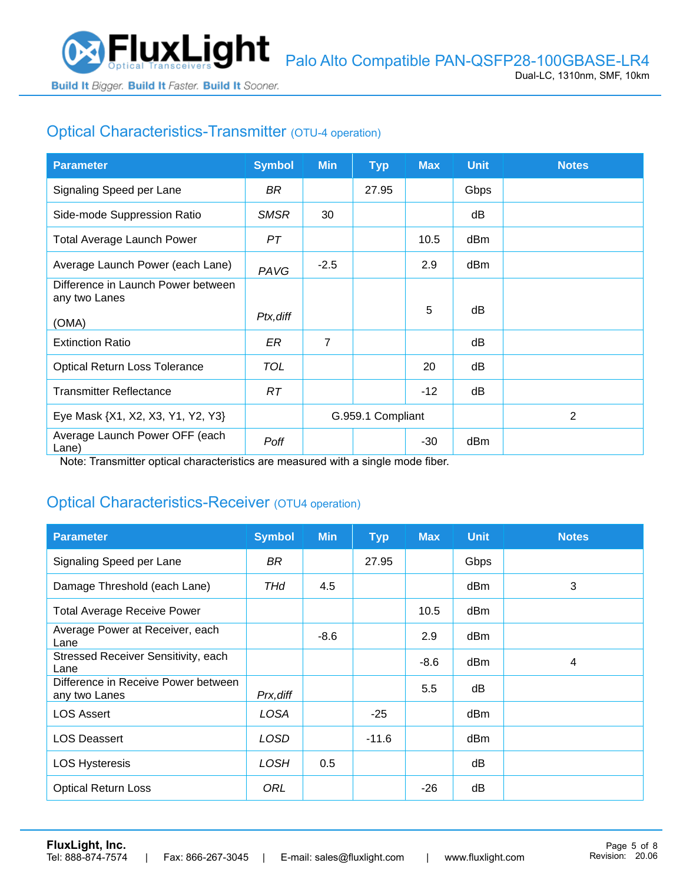## Optical Characteristics-Transmitter (OTU-4 operation)

| Parameter | Symbol | Min | Typ | Max | Unit | Notes |
|---|---|---|---|---|---|---|
| Signaling Speed per Lane | *BR* | | 27.95 | | Gbps | |
| Side-mode Suppression Ratio | *SMSR* | 30 | | | dB | |
| Total Average Launch Power | *PT* | | | 10.5 | dBm | |
| Average Launch Power (each Lane) | *PAVG* | -2.5 | | 2.9 | dBm | |
| Difference in Launch Power between any two Lanes (OMA) | *Ptx,diff* | | | 5 | dB | |
| Extinction Ratio | *ER* | 7 | | | dB | |
| Optical Return Loss Tolerance | *TOL* | | | 20 | dB | |
| Transmitter Reflectance | *RT* | | | -12 | dB | |
| Eye Mask {X1, X2, X3, Y1, Y2, Y3} | | G.959.1 Compliant | | | | 2 |
| Average Launch Power OFF (each Lane) | *Poff* | | | -30 | dBm | |

Note: Transmitter optical characteristics are measured with a single mode fiber.

## Optical Characteristics-Receiver (OTU4 operation)

| Parameter | Symbol | Min | Typ | Max | Unit | Notes |
|---|---|---|---|---|---|---|
| Signaling Speed per Lane | *BR* | | 27.95 | | Gbps | |
| Damage Threshold (each Lane) | *THd* | 4.5 | | | dBm | 3 |
| Total Average Receive Power | | | | 10.5 | dBm | |
| Average Power at Receiver, each Lane | | -8.6 | | 2.9 | dBm | |
| Stressed Receiver Sensitivity, each Lane | | | | -8.6 | dBm | 4 |
| Difference in Receive Power between any two Lanes | *Prx,diff* | | | 5.5 | dB | |
| LOS Assert | *LOSA* | | -25 | | dBm | |
| LOS Deassert | *LOSD* | | -11.6 | | dBm | |
| LOS Hysteresis | *LOSH* | 0.5 | | | dB | |
| Optical Return Loss | *ORL* | | | -26 | dB | |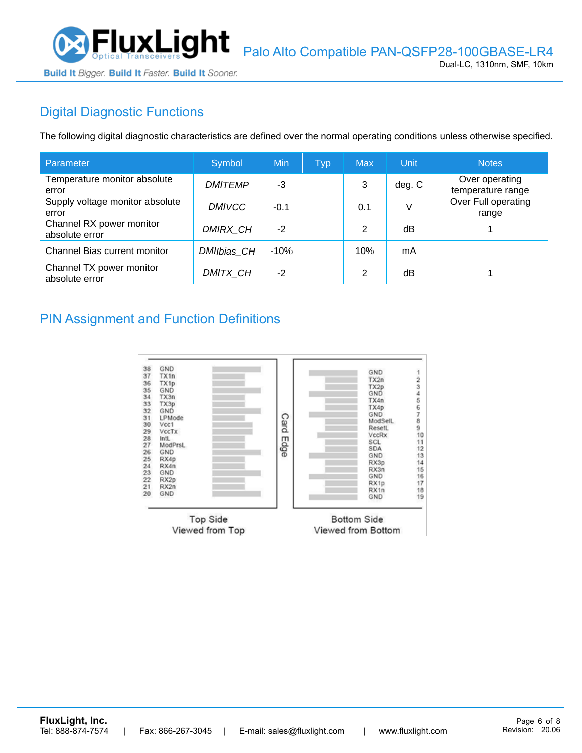## Digital Diagnostic Functions

The following digital diagnostic characteristics are defined over the normal operating conditions unless otherwise specified.

| Parameter | Symbol | Min | Typ | Max | Unit | Notes |
|---|---|---|---|---|---|---|
| Temperature monitor absolute error | *DMITEMP* | -3 | | 3 | deg. C | Over operating temperature range |
| Supply voltage monitor absolute error | *DMIVCC* | -0.1 | | 0.1 | V | Over Full operating range |
| Channel RX power monitor absolute error | *DMIRX_CH* | -2 | | 2 | dB | 1 |
| Channel Bias current monitor | *DMIIbias_CH* | -10% | | 10% | mA | |
| Channel TX power monitor absolute error | *DMITX_CH* | -2 | | 2 | dB | 1 |

## PIN Assignment and Function Definitions

| Top Side Pin | Signal | Bottom Side Pin | Signal |
|---|---|---|---|
| 38 | GND | 1 | GND |
| 37 | TX1n | 2 | TX2n |
| 36 | TX1p | 3 | TX2p |
| 35 | GND | 4 | GND |
| 34 | TX3n | 5 | TX4n |
| 33 | TX3p | 6 | TX4p |
| 32 | GND | 7 | GND |
| 31 | LPMode | 8 | ModSelL |
| 30 | Vcc1 | 9 | ResetL |
| 29 | VccTx | 10 | VccRx |
| 28 | IntL | 11 | SCL |
| 27 | ModPrsL | 12 | SDA |
| 26 | GND | 13 | GND |
| 25 | RX4p | 14 | RX3p |
| 24 | RX4n | 15 | RX3n |
| 23 | GND | 16 | GND |
| 22 | RX2p | 17 | RX1p |
| 21 | RX2n | 18 | RX1n |
| 20 | GND | 19 | GND |

Card Edge

Top Side
Viewed from Top

Bottom Side
Viewed from Bottom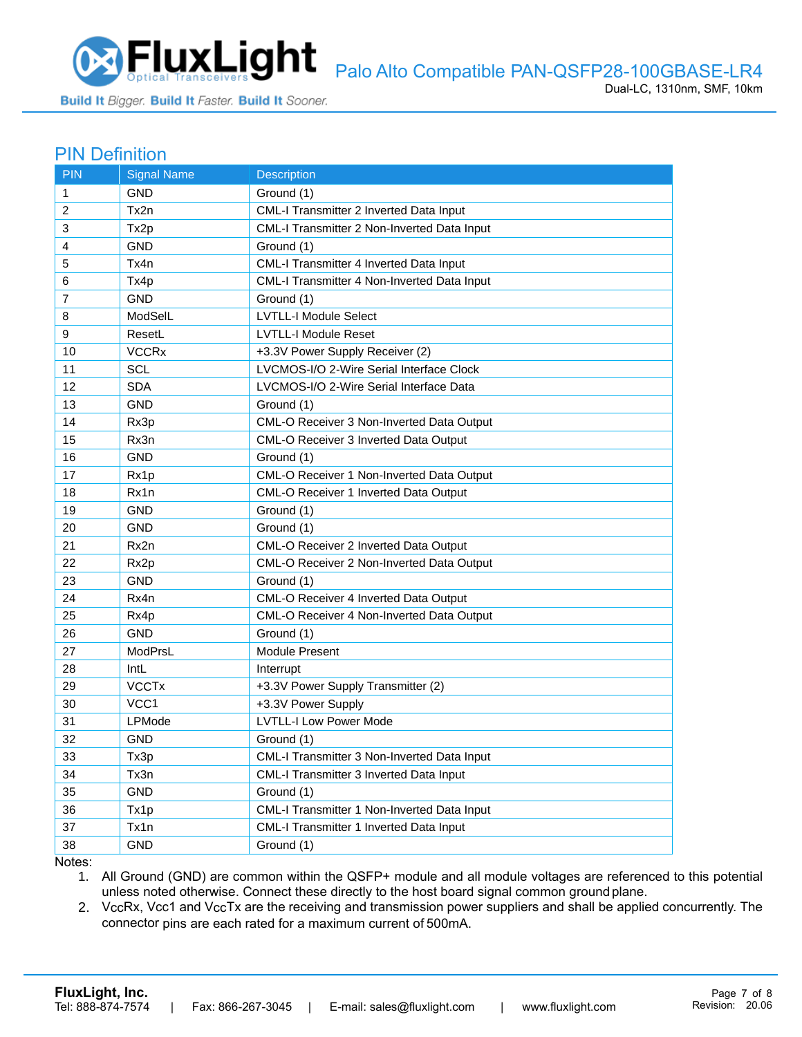## PIN Definition

| PIN | Signal Name | Description |
|---|---|---|
| 1 | GND | Ground (1) |
| 2 | Tx2n | CML-I Transmitter 2 Inverted Data Input |
| 3 | Tx2p | CML-I Transmitter 2 Non-Inverted Data Input |
| 4 | GND | Ground (1) |
| 5 | Tx4n | CML-I Transmitter 4 Inverted Data Input |
| 6 | Tx4p | CML-I Transmitter 4 Non-Inverted Data Input |
| 7 | GND | Ground (1) |
| 8 | ModSelL | LVTLL-I Module Select |
| 9 | ResetL | LVTLL-I Module Reset |
| 10 | VCCRx | +3.3V Power Supply Receiver (2) |
| 11 | SCL | LVCMOS-I/O 2-Wire Serial Interface Clock |
| 12 | SDA | LVCMOS-I/O 2-Wire Serial Interface Data |
| 13 | GND | Ground (1) |
| 14 | Rx3p | CML-O Receiver 3 Non-Inverted Data Output |
| 15 | Rx3n | CML-O Receiver 3 Inverted Data Output |
| 16 | GND | Ground (1) |
| 17 | Rx1p | CML-O Receiver 1 Non-Inverted Data Output |
| 18 | Rx1n | CML-O Receiver 1 Inverted Data Output |
| 19 | GND | Ground (1) |
| 20 | GND | Ground (1) |
| 21 | Rx2n | CML-O Receiver 2 Inverted Data Output |
| 22 | Rx2p | CML-O Receiver 2 Non-Inverted Data Output |
| 23 | GND | Ground (1) |
| 24 | Rx4n | CML-O Receiver 4 Inverted Data Output |
| 25 | Rx4p | CML-O Receiver 4 Non-Inverted Data Output |
| 26 | GND | Ground (1) |
| 27 | ModPrsL | Module Present |
| 28 | IntL | Interrupt |
| 29 | VCCTx | +3.3V Power Supply Transmitter (2) |
| 30 | VCC1 | +3.3V Power Supply |
| 31 | LPMode | LVTLL-I Low Power Mode |
| 32 | GND | Ground (1) |
| 33 | Tx3p | CML-I Transmitter 3 Non-Inverted Data Input |
| 34 | Tx3n | CML-I Transmitter 3 Inverted Data Input |
| 35 | GND | Ground (1) |
| 36 | Tx1p | CML-I Transmitter 1 Non-Inverted Data Input |
| 37 | Tx1n | CML-I Transmitter 1 Inverted Data Input |
| 38 | GND | Ground (1) |

Notes:

1. All Ground (GND) are common within the QSFP+ module and all module voltages are referenced to this potential unless noted otherwise. Connect these directly to the host board signal common ground plane.
2. VccRx, Vcc1 and VccTx are the receiving and transmission power suppliers and shall be applied concurrently. The connector pins are each rated for a maximum current of 500mA.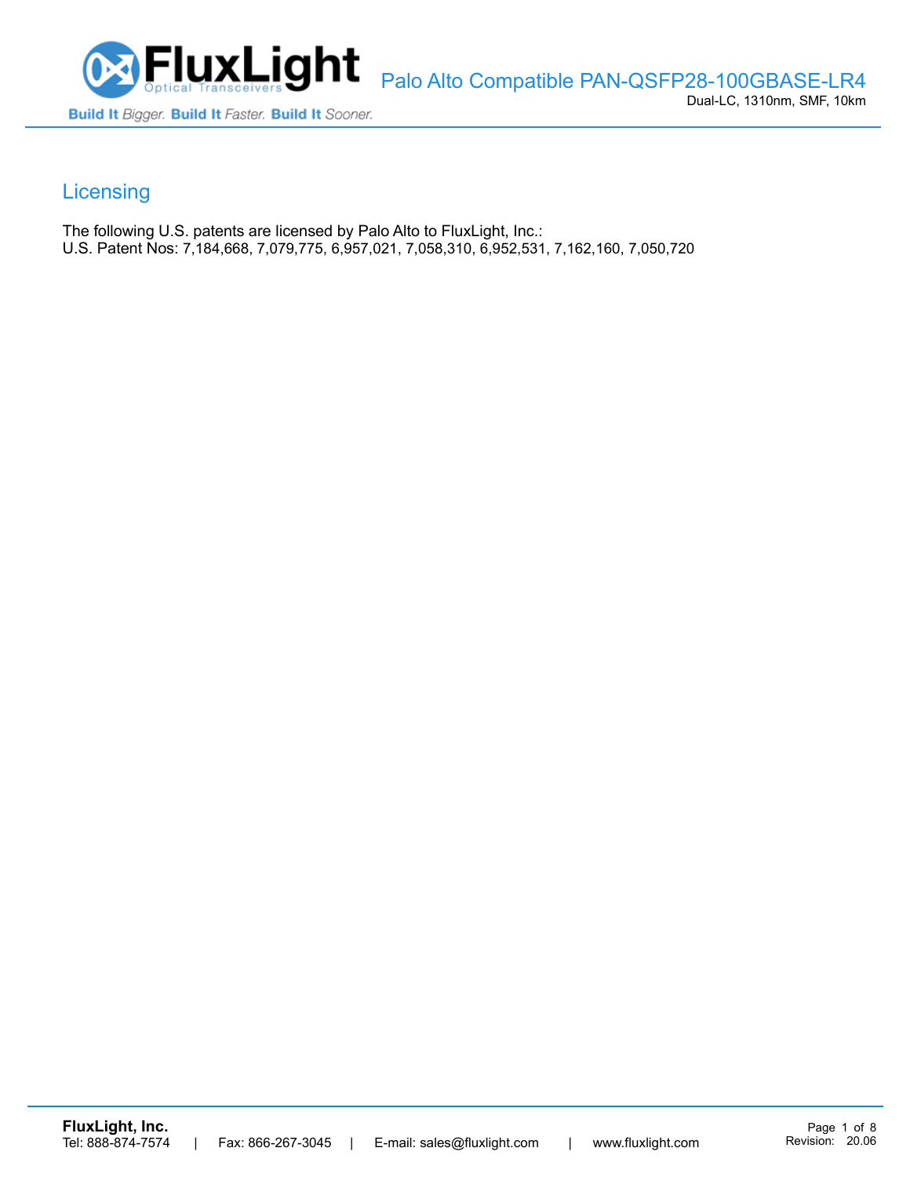## Licensing

The following U.S. patents are licensed by Palo Alto to FluxLight, Inc.:
U.S. Patent Nos: 7,184,668, 7,079,775, 6,957,021, 7,058,310, 6,952,531, 7,162,160, 7,050,720